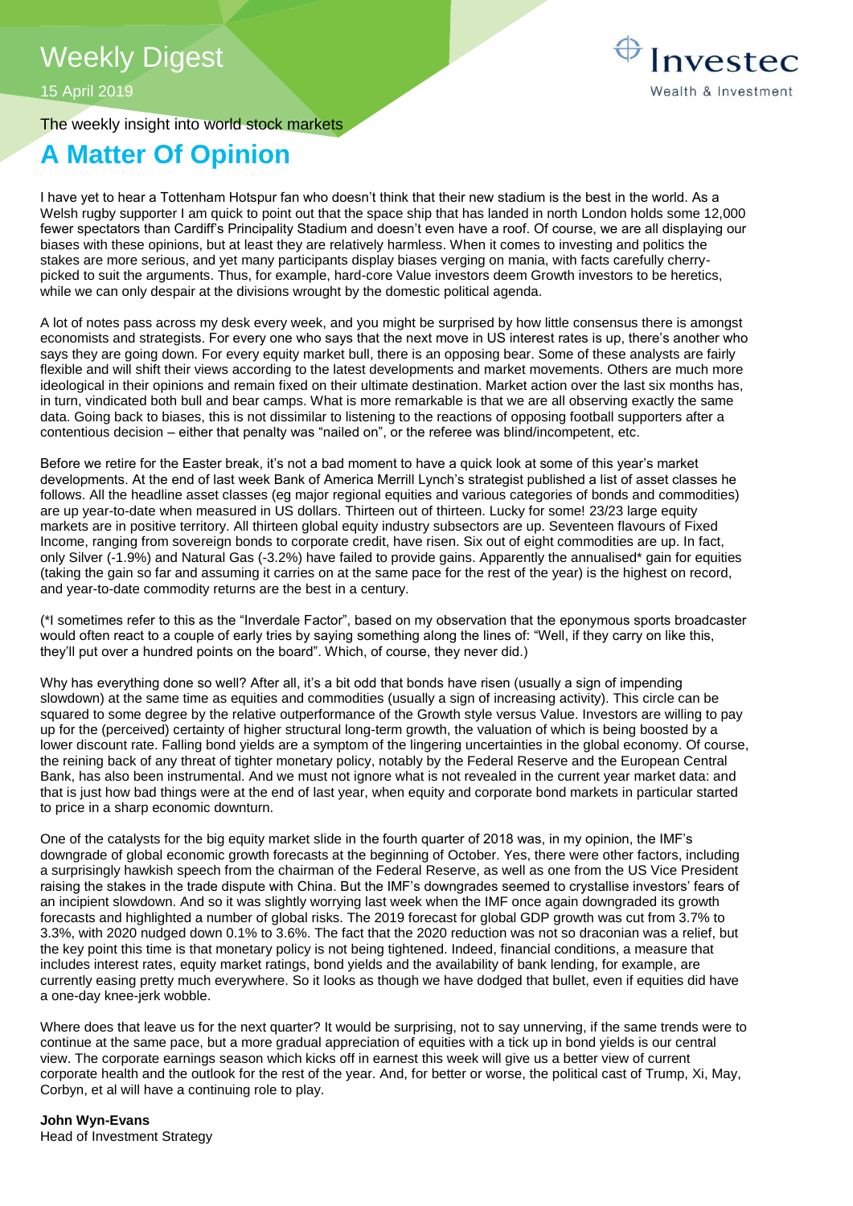# Weekly Digest

15 April 2019

The weekly insight into world stock markets

## A Matter Of Opinion

I have yet to hear a Tottenham Hotspur fan who doesn't think that their new stadium is the best in the world. As a Welsh rugby supporter I am quick to point out that the space ship that has landed in north London holds some 12,000 fewer spectators than Cardiff's Principality Stadium and doesn't even have a roof. Of course, we are all displaying our biases with these opinions, but at least they are relatively harmless. When it comes to investing and politics the stakes are more serious, and yet many participants display biases verging on mania, with facts carefully cherry-picked to suit the arguments. Thus, for example, hard-core Value investors deem Growth investors to be heretics, while we can only despair at the divisions wrought by the domestic political agenda.

A lot of notes pass across my desk every week, and you might be surprised by how little consensus there is amongst economists and strategists. For every one who says that the next move in US interest rates is up, there's another who says they are going down. For every equity market bull, there is an opposing bear. Some of these analysts are fairly flexible and will shift their views according to the latest developments and market movements. Others are much more ideological in their opinions and remain fixed on their ultimate destination. Market action over the last six months has, in turn, vindicated both bull and bear camps. What is more remarkable is that we are all observing exactly the same data. Going back to biases, this is not dissimilar to listening to the reactions of opposing football supporters after a contentious decision – either that penalty was "nailed on", or the referee was blind/incompetent, etc.

Before we retire for the Easter break, it's not a bad moment to have a quick look at some of this year's market developments. At the end of last week Bank of America Merrill Lynch's strategist published a list of asset classes he follows. All the headline asset classes (eg major regional equities and various categories of bonds and commodities) are up year-to-date when measured in US dollars. Thirteen out of thirteen. Lucky for some! 23/23 large equity markets are in positive territory. All thirteen global equity industry subsectors are up. Seventeen flavours of Fixed Income, ranging from sovereign bonds to corporate credit, have risen. Six out of eight commodities are up. In fact, only Silver (-1.9%) and Natural Gas (-3.2%) have failed to provide gains. Apparently the annualised* gain for equities (taking the gain so far and assuming it carries on at the same pace for the rest of the year) is the highest on record, and year-to-date commodity returns are the best in a century.

(*I sometimes refer to this as the "Inverdale Factor", based on my observation that the eponymous sports broadcaster would often react to a couple of early tries by saying something along the lines of: "Well, if they carry on like this, they'll put over a hundred points on the board". Which, of course, they never did.)

Why has everything done so well? After all, it's a bit odd that bonds have risen (usually a sign of impending slowdown) at the same time as equities and commodities (usually a sign of increasing activity). This circle can be squared to some degree by the relative outperformance of the Growth style versus Value. Investors are willing to pay up for the (perceived) certainty of higher structural long-term growth, the valuation of which is being boosted by a lower discount rate. Falling bond yields are a symptom of the lingering uncertainties in the global economy. Of course, the reining back of any threat of tighter monetary policy, notably by the Federal Reserve and the European Central Bank, has also been instrumental. And we must not ignore what is not revealed in the current year market data: and that is just how bad things were at the end of last year, when equity and corporate bond markets in particular started to price in a sharp economic downturn.

One of the catalysts for the big equity market slide in the fourth quarter of 2018 was, in my opinion, the IMF's downgrade of global economic growth forecasts at the beginning of October. Yes, there were other factors, including a surprisingly hawkish speech from the chairman of the Federal Reserve, as well as one from the US Vice President raising the stakes in the trade dispute with China. But the IMF's downgrades seemed to crystallise investors' fears of an incipient slowdown. And so it was slightly worrying last week when the IMF once again downgraded its growth forecasts and highlighted a number of global risks. The 2019 forecast for global GDP growth was cut from 3.7% to 3.3%, with 2020 nudged down 0.1% to 3.6%. The fact that the 2020 reduction was not so draconian was a relief, but the key point this time is that monetary policy is not being tightened. Indeed, financial conditions, a measure that includes interest rates, equity market ratings, bond yields and the availability of bank lending, for example, are currently easing pretty much everywhere. So it looks as though we have dodged that bullet, even if equities did have a one-day knee-jerk wobble.

Where does that leave us for the next quarter? It would be surprising, not to say unnerving, if the same trends were to continue at the same pace, but a more gradual appreciation of equities with a tick up in bond yields is our central view. The corporate earnings season which kicks off in earnest this week will give us a better view of current corporate health and the outlook for the rest of the year. And, for better or worse, the political cast of Trump, Xi, May, Corbyn, et al will have a continuing role to play.

**John Wyn-Evans**
Head of Investment Strategy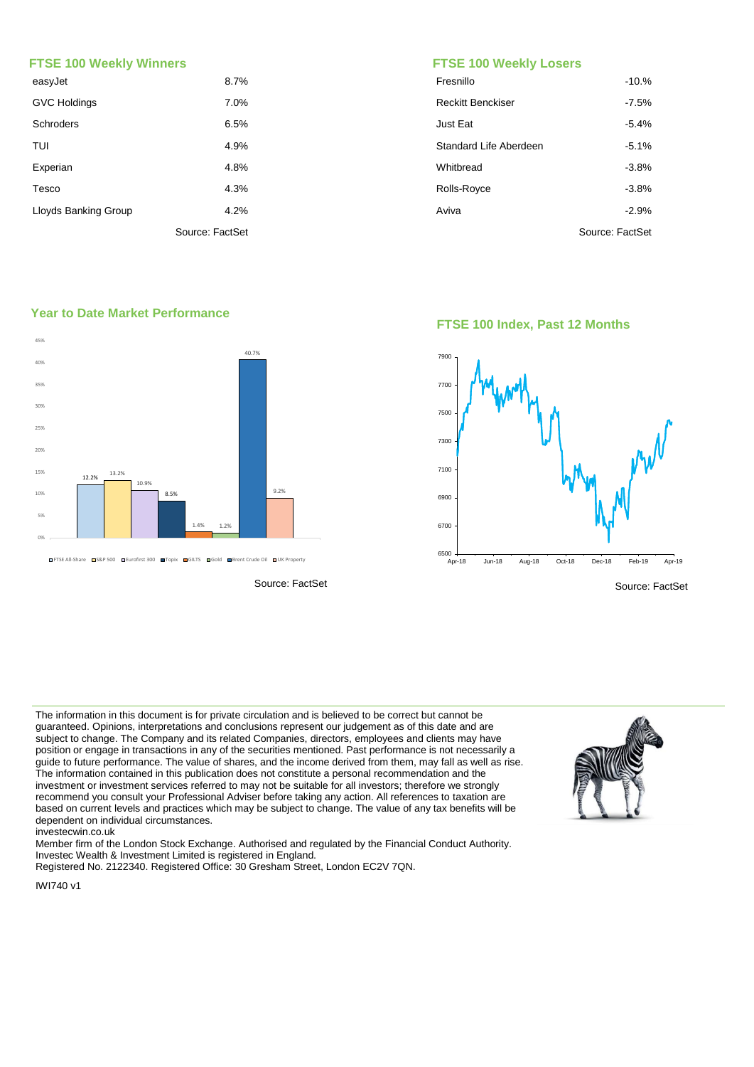## FTSE 100 Weekly Winners

| | |
|---|---|
| easyJet | 8.7% |
| GVC Holdings | 7.0% |
| Schroders | 6.5% |
| TUI | 4.9% |
| Experian | 4.8% |
| Tesco | 4.3% |
| Lloyds Banking Group | 4.2% |

Source: FactSet

## FTSE 100 Weekly Losers

| | |
|---|---|
| Fresnillo | -10.% |
| Reckitt Benckiser | -7.5% |
| Just Eat | -5.4% |
| Standard Life Aberdeen | -5.1% |
| Whitbread | -3.8% |
| Rolls-Royce | -3.8% |
| Aviva | -2.9% |

Source: FactSet

## Year to Date Market Performance

45%
40%
35%
30%
25%
20%
15%
10%
5%
0%

12.2%
13.2%
10.9%
8.5%
1.4%
1.2%
40.7%
9.2%

FTSE All-Share, S&P 500, Eurofirst 300, Topix, GILTS, Gold, Brent Crude Oil, UK Property

Source: FactSet

## FTSE 100 Index, Past 12 Months

7900
7700
7500
7300
7100
6900
6700
6500

Apr-18, Jun-18, Aug-18, Oct-18, Dec-18, Feb-19, Apr-19

Source: FactSet

The information in this document is for private circulation and is believed to be correct but cannot be guaranteed. Opinions, interpretations and conclusions represent our judgement as of this date and are subject to change. The Company and its related Companies, directors, employees and clients may have position or engage in transactions in any of the securities mentioned. Past performance is not necessarily a guide to future performance. The value of shares, and the income derived from them, may fall as well as rise. The information contained in this publication does not constitute a personal recommendation and the investment or investment services referred to may not be suitable for all investors; therefore we strongly recommend you consult your Professional Adviser before taking any action. All references to taxation are based on current levels and practices which may be subject to change. The value of any tax benefits will be dependent on individual circumstances.
investecwin.co.uk
Member firm of the London Stock Exchange. Authorised and regulated by the Financial Conduct Authority.
Investec Wealth & Investment Limited is registered in England.
Registered No. 2122340. Registered Office: 30 Gresham Street, London EC2V 7QN.

IWI740 v1